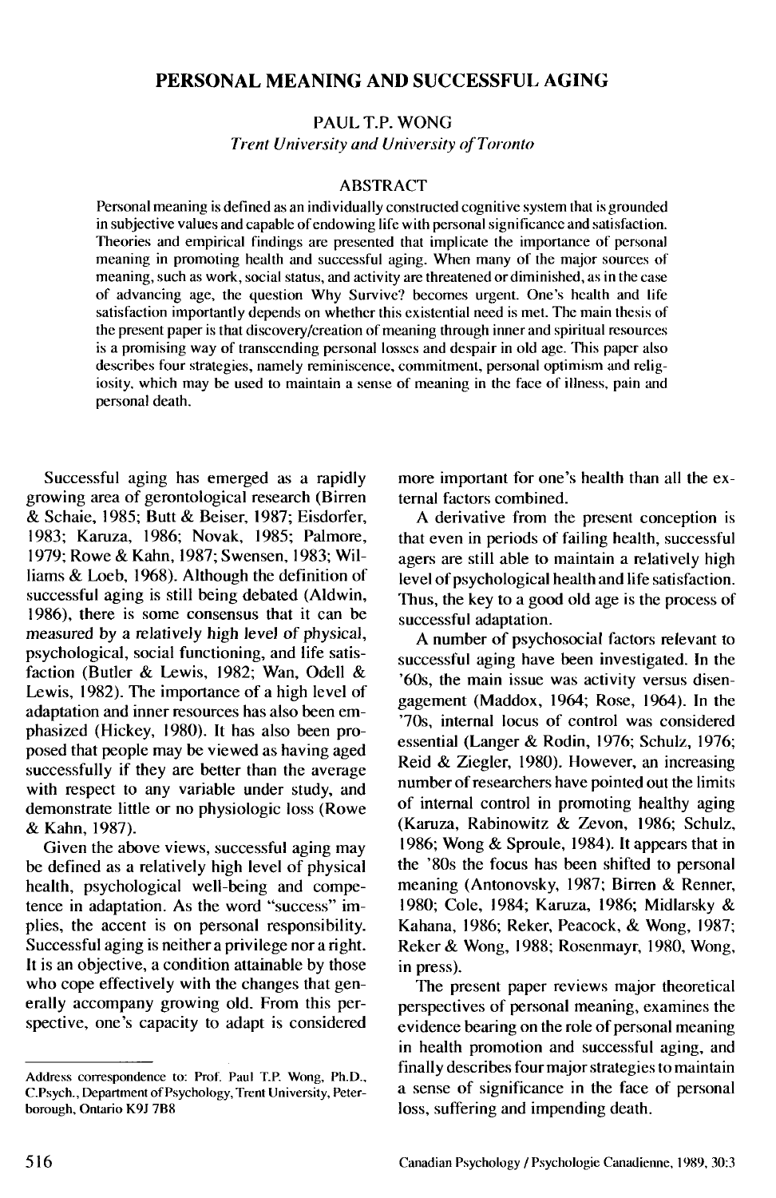# PERSONAL MEANING AND SUCCESSFUL AGING

PAUL T.P. WONG

*Trent University and University of Toronto*

## ABSTRACT

Personal meaning is defined as an individually constructed cognitive system that is grounded in subjective values and capable of endowing life with personal significance and satisfaction. Theories and empirical findings are presented that implicate the importance of personal meaning in promoting health and successful aging. When many of the major sources of meaning, such as work, social status, and activity are threatened or diminished, as in the case of advancing age, the question Why Survive? becomes urgent. One's health and life satisfaction importantly depends on whether this existential need is met. The main thesis of the present paper is that discovery/creation of meaning through inner and spiritual resources is a promising way of transcending personal losses and despair in old age. This paper also describes four strategies, namely reminiscence, commitment, personal optimism and religiosity, which may be used to maintain a sense of meaning in the face of illness, pain and personal death.

Successful aging has emerged as a rapidly growing area of gerontological research (Birren & Schaie, 1985; Butt & Beiser, 1987; Eisdorfer, 1983; Karuza, 1986; Novak, 1985; Palmore, 1979; Rowe & Kahn, 1987; Swensen, 1983; Williams & Loeb, 1968). Although the definition of successful aging is still being debated (Aldwin, 1986), there is some consensus that it can be measured by a relatively high level of physical, psychological, social functioning, and life satisfaction (Butler & Lewis, 1982; Wan, Odell & Lewis, 1982). The importance of a high level of adaptation and inner resources has also been emphasized (Hickey, 1980). It has also been proposed that people may be viewed as having aged successfully if they are better than the average with respect to any variable under study, and demonstrate little or no physiologic loss (Rowe & Kahn, 1987).

Given the above views, successful aging may be defined as a relatively high level of physical health, psychological well-being and competence in adaptation. As the word "success" implies, the accent is on personal responsibility. Successful aging is neither a privilege nor a right. It is an objective, a condition attainable by those who cope effectively with the changes that generally accompany growing old. From this perspective, one's capacity to adapt is considered more important for one's health than all the external factors combined.

A derivative from the present conception is that even in periods of failing health, successful agers are still able to maintain a relatively high level of psychological health and life satisfaction. Thus, the key to a good old age is the process of successful adaptation.

A number of psychosocial factors relevant to successful aging have been investigated. In the '60s, the main issue was activity versus disengagement (Maddox, 1964; Rose, 1964). In the '70s, internal locus of control was considered essential (Langer & Rodin, 1976; Schulz, 1976; Reid & Ziegler, 1980). However, an increasing number of researchers have pointed out the limits of internal control in promoting healthy aging (Karuza, Rabinowitz & Zevon, 1986; Schulz, 1986; Wong & Sproule, 1984). It appears that in the '80s the focus has been shifted to personal meaning (Antonovsky, 1987; Birren & Renner, 1980; Cole, 1984; Karuza, 1986; Midlarsky & Kahana, 1986; Reker, Peacock, & Wong, 1987; Reker & Wong, 1988; Rosenmayr, 1980, Wong, in press).

The present paper reviews major theoretical perspectives of personal meaning, examines the evidence bearing on the role of personal meaning in health promotion and successful aging, and finally describes four major strategies to maintain a sense of significance in the face of personal loss, suffering and impending death.

---

Address correspondence to: Prof. Paul T.P. Wong, Ph.D., C.Psych., Department of Psychology, Trent University, Peterborough, Ontario K9J 7B8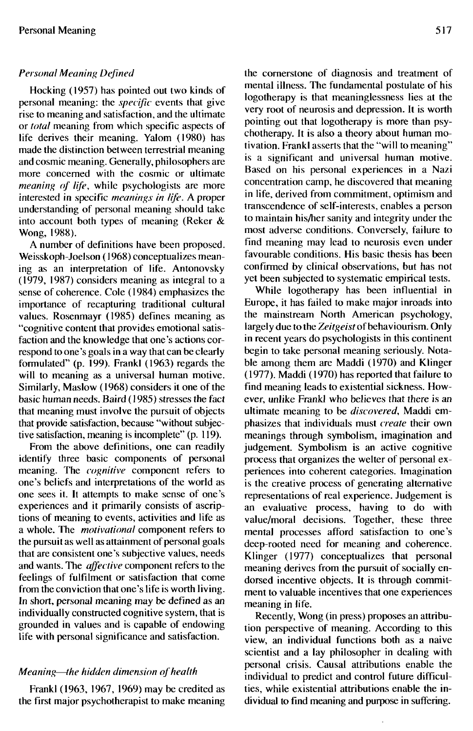### *Personal Meaning Defined*

Hocking (1957) has pointed out two kinds of personal meaning: the *specific* events that give rise to meaning and satisfaction, and the ultimate or *total* meaning from which specific aspects of life derives their meaning. Yalom (1980) has made the distinction between terrestrial meaning and cosmic meaning. Generally, philosophers are more concerned with the cosmic or ultimate *meaning of life*, while psychologists are more interested in specific *meanings in life*. A proper understanding of personal meaning should take into account both types of meaning (Reker & Wong, 1988).

A number of definitions have been proposed. Weisskoph-Joelson (1968) conceptualizes meaning as an interpretation of life. Antonovsky (1979, 1987) considers meaning as integral to a sense of coherence. Cole (1984) emphasizes the importance of recapturing traditional cultural values. Rosenmayr (1985) defines meaning as "cognitive content that provides emotional satisfaction and the knowledge that one's actions correspond to one's goals in a way that can be clearly formulated" (p. 199). Frankl (1963) regards the will to meaning as a universal human motive. Similarly, Maslow (1968) considers it one of the basic human needs. Baird (1985) stresses the fact that meaning must involve the pursuit of objects that provide satisfaction, because "without subjective satisfaction, meaning is incomplete" (p. 119).

From the above definitions, one can readily identify three basic components of personal meaning. The *cognitive* component refers to one's beliefs and interpretations of the world as one sees it. It attempts to make sense of one's experiences and it primarily consists of ascriptions of meaning to events, activities and life as a whole. The *motivational* component refers to the pursuit as well as attainment of personal goals that are consistent one's subjective values, needs and wants. The *affective* component refers to the feelings of fulfilment or satisfaction that come from the conviction that one's life is worth living. In short, personal meaning may be defined as an individually constructed cognitive system, that is grounded in values and is capable of endowing life with personal significance and satisfaction.

### *Meaning—the hidden dimension of health*

Frankl (1963, 1967, 1969) may be credited as the first major psychotherapist to make meaning the cornerstone of diagnosis and treatment of mental illness. The fundamental postulate of his logotherapy is that meaninglessness lies at the very root of neurosis and depression. It is worth pointing out that logotherapy is more than psychotherapy. It is also a theory about human motivation. Frankl asserts that the "will to meaning" is a significant and universal human motive. Based on his personal experiences in a Nazi concentration camp, he discovered that meaning in life, derived from commitment, optimism and transcendence of self-interests, enables a person to maintain his/her sanity and integrity under the most adverse conditions. Conversely, failure to find meaning may lead to neurosis even under favourable conditions. His basic thesis has been confirmed by clinical observations, but has not yet been subjected to systematic empirical tests.

While logotherapy has been influential in Europe, it has failed to make major inroads into the mainstream North American psychology, largely due to the *Zeitgeist* of behaviourism. Only in recent years do psychologists in this continent begin to take personal meaning seriously. Notable among them are Maddi (1970) and Klinger (1977). Maddi (1970) has reported that failure to find meaning leads to existential sickness. However, unlike Frankl who believes that there is an ultimate meaning to be *discovered*, Maddi emphasizes that individuals must *create* their own meanings through symbolism, imagination and judgement. Symbolism is an active cognitive process that organizes the welter of personal experiences into coherent categories. Imagination is the creative process of generating alternative representations of real experience. Judgement is an evaluative process, having to do with value/moral decisions. Together, these three mental processes afford satisfaction to one's deep-rooted need for meaning and coherence. Klinger (1977) conceptualizes that personal meaning derives from the pursuit of socially endorsed incentive objects. It is through commitment to valuable incentives that one experiences meaning in life.

Recently, Wong (in press) proposes an attribution perspective of meaning. According to this view, an individual functions both as a naive scientist and a lay philosopher in dealing with personal crisis. Causal attributions enable the individual to predict and control future difficulties, while existential attributions enable the individual to find meaning and purpose in suffering.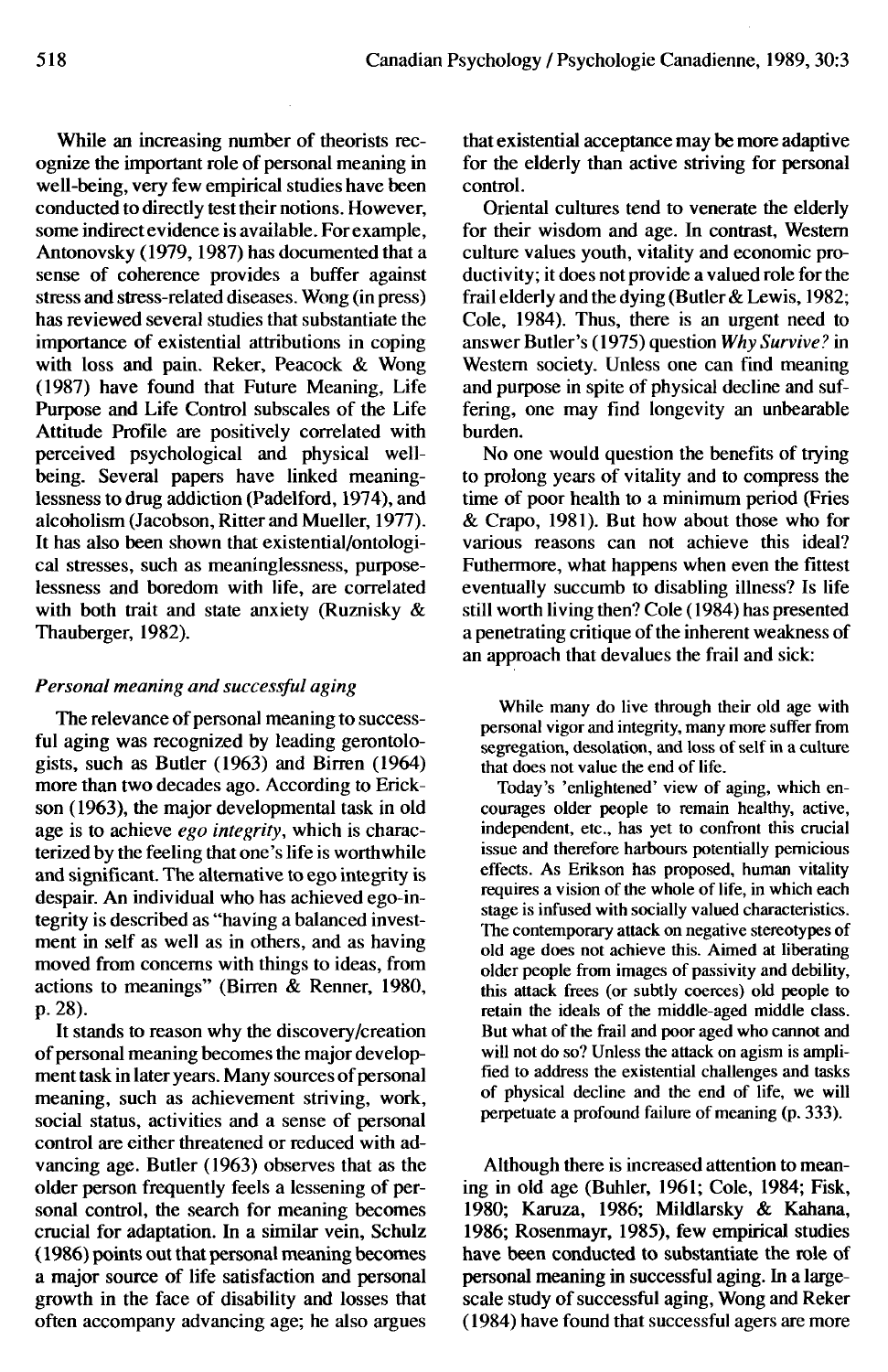While an increasing number of theorists recognize the important role of personal meaning in well-being, very few empirical studies have been conducted to directly test their notions. However, some indirect evidence is available. For example, Antonovsky (1979, 1987) has documented that a sense of coherence provides a buffer against stress and stress-related diseases. Wong (in press) has reviewed several studies that substantiate the importance of existential attributions in coping with loss and pain. Reker, Peacock & Wong (1987) have found that Future Meaning, Life Purpose and Life Control subscales of the Life Attitude Profile are positively correlated with perceived psychological and physical well-being. Several papers have linked meaninglessness to drug addiction (Padelford, 1974), and alcoholism (Jacobson, Ritter and Mueller, 1977). It has also been shown that existential/ontological stresses, such as meaninglessness, purposelessness and boredom with life, are correlated with both trait and state anxiety (Ruznisky & Thauberger, 1982).

*Personal meaning and successful aging*

The relevance of personal meaning to successful aging was recognized by leading gerontologists, such as Butler (1963) and Birren (1964) more than two decades ago. According to Erickson (1963), the major developmental task in old age is to achieve *ego integrity*, which is characterized by the feeling that one's life is worthwhile and significant. The alternative to ego integrity is despair. An individual who has achieved ego-integrity is described as "having a balanced investment in self as well as in others, and as having moved from concems with things to ideas, from actions to meanings" (Birren & Renner, 1980, p. 28).

It stands to reason why the discovery/creation of personal meaning becomes the major development task in later years. Many sources of personal meaning, such as achievement striving, work, social status, activities and a sense of personal control are either threatened or reduced with advancing age. Butler (1963) observes that as the older person frequently feels a lessening of personal control, the search for meaning becomes crucial for adaptation. In a similar vein, Schulz (1986) points out that personal meaning becomes a major source of life satisfaction and personal growth in the face of disability and losses that often accompany advancing age; he also argues that existential acceptance may be more adaptive for the elderly than active striving for personal control.

Oriental cultures tend to venerate the elderly for their wisdom and age. In contrast, Western culture values youth, vitality and economic productivity; it does not provide a valued role for the frail elderly and the dying (Butler & Lewis, 1982; Cole, 1984). Thus, there is an urgent need to answer Butler's (1975) question *Why Survive?* in Western society. Unless one can find meaning and purpose in spite of physical decline and suffering, one may find longevity an unbearable burden.

No one would question the benefits of trying to prolong years of vitality and to compress the time of poor health to a minimum period (Fries & Crapo, 1981). But how about those who for various reasons can not achieve this ideal? Futhermore, what happens when even the fittest eventually succumb to disabling illness? Is life still worth living then? Cole (1984) has presented a penetrating critique of the inherent weakness of an approach that devalues the frail and sick:

> While many do live through their old age with personal vigor and integrity, many more suffer from segregation, desolation, and loss of self in a culture that does not value the end of life.
>
> Today's 'enlightened' view of aging, which encourages older people to remain healthy, active, independent, etc., has yet to confront this crucial issue and therefore harbours potentially pernicious effects. As Erikson has proposed, human vitality requires a vision of the whole of life, in which each stage is infused with socially valued characteristics. The contemporary attack on negative stereotypes of old age does not achieve this. Aimed at liberating older people from images of passivity and debility, this attack frees (or subtly coerces) old people to retain the ideals of the middle-aged middle class. But what of the frail and poor aged who cannot and will not do so? Unless the attack on agism is amplified to address the existential challenges and tasks of physical decline and the end of life, we will perpetuate a profound failure of meaning (p. 333).

Although there is increased attention to meaning in old age (Buhler, 1961; Cole, 1984; Fisk, 1980; Karuza, 1986; Mildlarsky & Kahana, 1986; Rosenmayr, 1985), few empirical studies have been conducted to substantiate the role of personal meaning in successful aging. In a large-scale study of successful aging, Wong and Reker (1984) have found that successful agers are more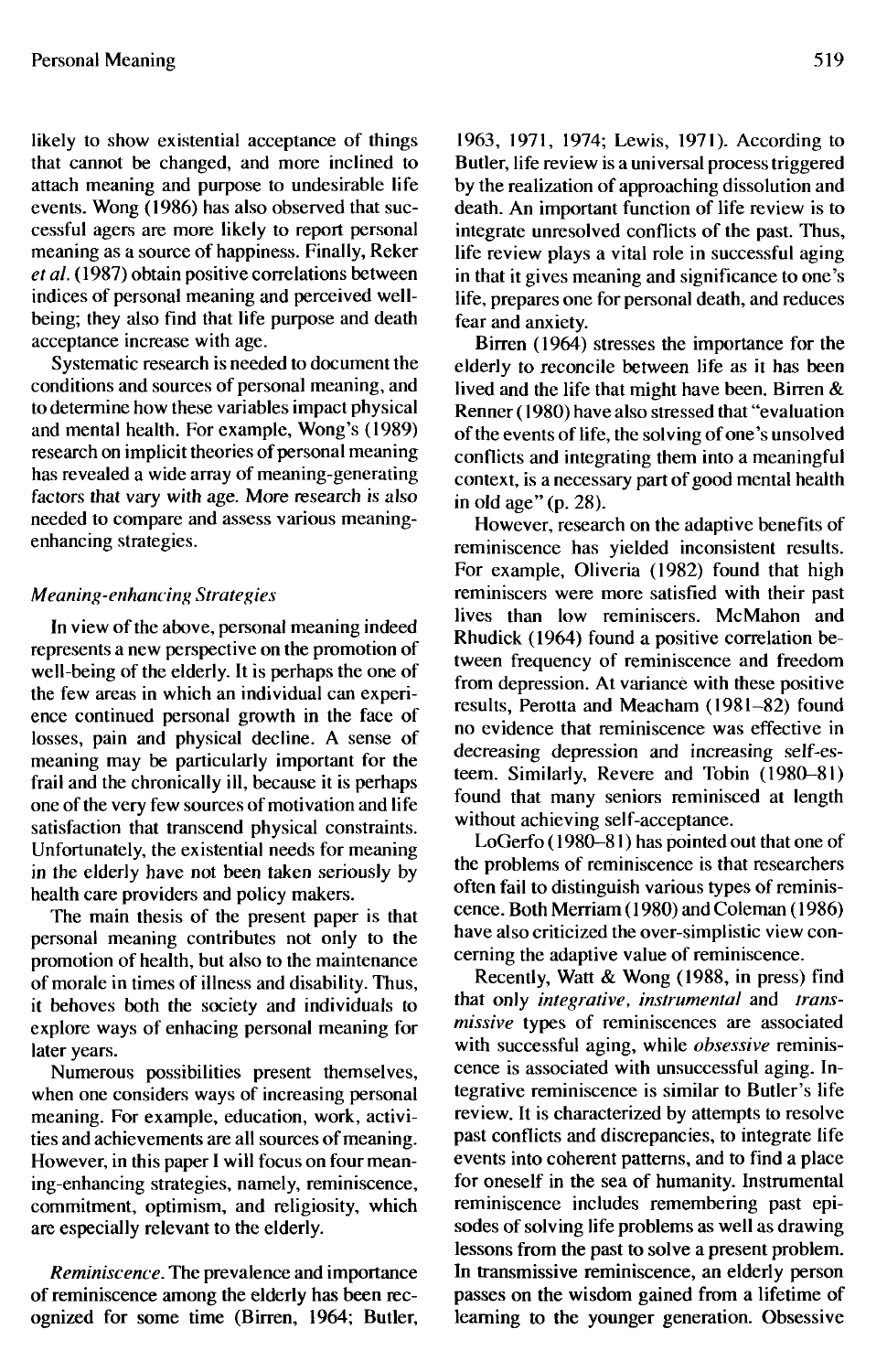likely to show existential acceptance of things that cannot be changed, and more inclined to attach meaning and purpose to undesirable life events. Wong (1986) has also observed that successful agers are more likely to report personal meaning as a source of happiness. Finally, Reker *et al.* (1987) obtain positive correlations between indices of personal meaning and perceived well-being; they also find that life purpose and death acceptance increase with age.

Systematic research is needed to document the conditions and sources of personal meaning, and to determine how these variables impact physical and mental health. For example, Wong's (1989) research on implicit theories of personal meaning has revealed a wide array of meaning-generating factors that vary with age. More research is also needed to compare and assess various meaning-enhancing strategies.

### *Meaning-enhancing Strategies*

In view of the above, personal meaning indeed represents a new perspective on the promotion of well-being of the elderly. It is perhaps the one of the few areas in which an individual can experience continued personal growth in the face of losses, pain and physical decline. A sense of meaning may be particularly important for the frail and the chronically ill, because it is perhaps one of the very few sources of motivation and life satisfaction that transcend physical constraints. Unfortunately, the existential needs for meaning in the elderly have not been taken seriously by health care providers and policy makers.

The main thesis of the present paper is that personal meaning contributes not only to the promotion of health, but also to the maintenance of morale in times of illness and disability. Thus, it behoves both the society and individuals to explore ways of enhacing personal meaning for later years.

Numerous possibilities present themselves, when one considers ways of increasing personal meaning. For example, education, work, activities and achievements are all sources of meaning. However, in this paper I will focus on four meaning-enhancing strategies, namely, reminiscence, commitment, optimism, and religiosity, which are especially relevant to the elderly.

*Reminiscence.* The prevalence and importance of reminiscence among the elderly has been recognized for some time (Birren, 1964; Butler, 1963, 1971, 1974; Lewis, 1971). According to Butler, life review is a universal process triggered by the realization of approaching dissolution and death. An important function of life review is to integrate unresolved conflicts of the past. Thus, life review plays a vital role in successful aging in that it gives meaning and significance to one's life, prepares one for personal death, and reduces fear and anxiety.

Birren (1964) stresses the importance for the elderly to reconcile between life as it has been lived and the life that might have been. Birren & Renner (1980) have also stressed that "evaluation of the events of life, the solving of one's unsolved conflicts and integrating them into a meaningful context, is a necessary part of good mental health in old age" (p. 28).

However, research on the adaptive benefits of reminiscence has yielded inconsistent results. For example, Oliveria (1982) found that high reminiscers were more satisfied with their past lives than low reminiscers. McMahon and Rhudick (1964) found a positive correlation between frequency of reminiscence and freedom from depression. At variance with these positive results, Perotta and Meacham (1981–82) found no evidence that reminiscence was effective in decreasing depression and increasing self-esteem. Similarly, Revere and Tobin (1980–81) found that many seniors reminisced at length without achieving self-acceptance.

LoGerfo (1980–81) has pointed out that one of the problems of reminiscence is that researchers often fail to distinguish various types of reminiscence. Both Merriam (1980) and Coleman (1986) have also criticized the over-simplistic view concerning the adaptive value of reminiscence.

Recently, Watt & Wong (1988, in press) find that only *integrative, instrumental* and *transmissive* types of reminiscences are associated with successful aging, while *obsessive* reminiscence is associated with unsuccessful aging. Integrative reminiscence is similar to Butler's life review. It is characterized by attempts to resolve past conflicts and discrepancies, to integrate life events into coherent patterns, and to find a place for oneself in the sea of humanity. Instrumental reminiscence includes remembering past episodes of solving life problems as well as drawing lessons from the past to solve a present problem. In transmissive reminiscence, an elderly person passes on the wisdom gained from a lifetime of learning to the younger generation. Obsessive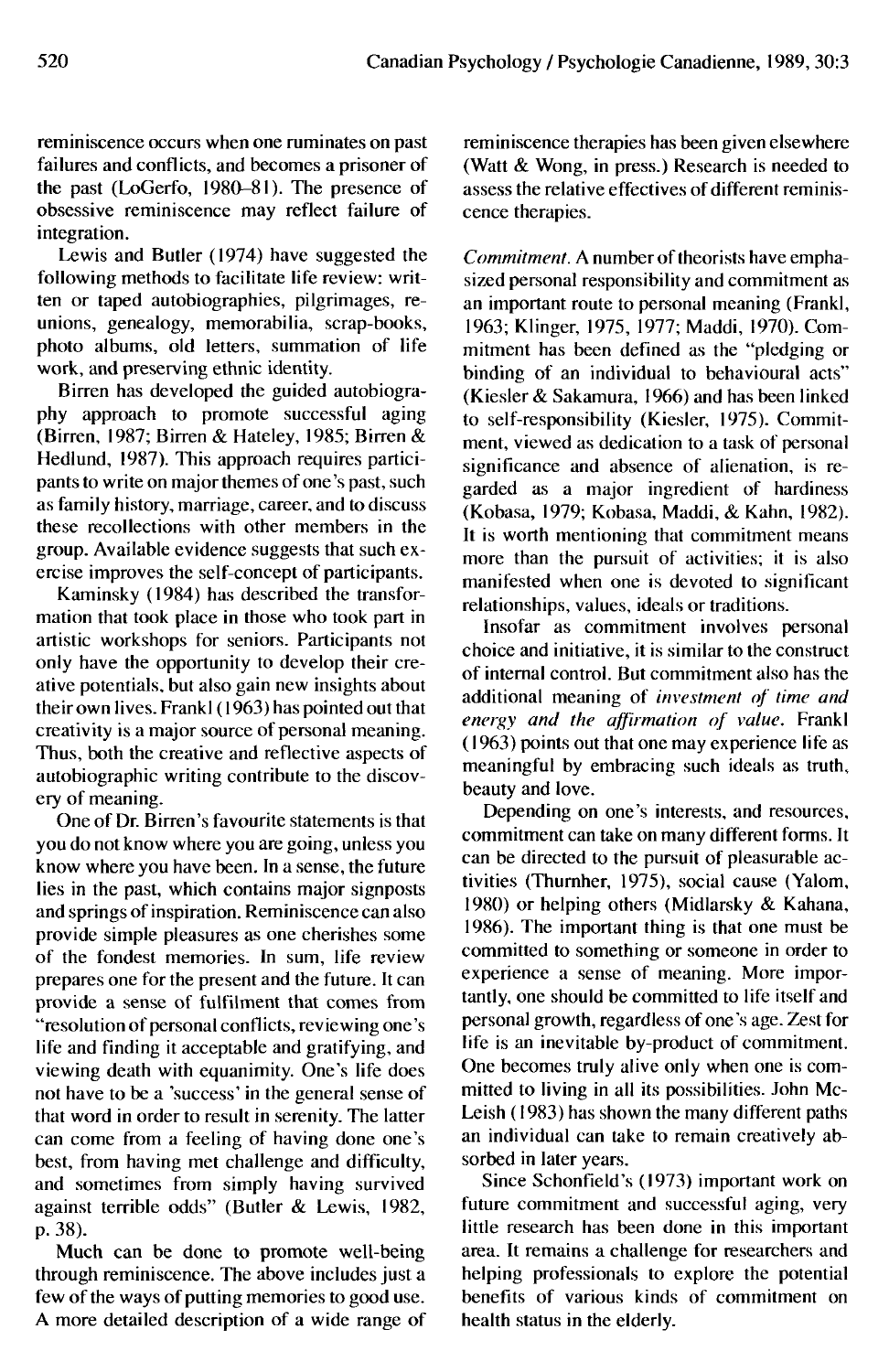reminiscence occurs when one ruminates on past failures and conflicts, and becomes a prisoner of the past (LoGerfo, 1980–81). The presence of obsessive reminiscence may reflect failure of integration.

Lewis and Butler (1974) have suggested the following methods to facilitate life review: written or taped autobiographies, pilgrimages, reunions, genealogy, memorabilia, scrap-books, photo albums, old letters, summation of life work, and preserving ethnic identity.

Birren has developed the guided autobiography approach to promote successful aging (Birren, 1987; Birren & Hateley, 1985; Birren & Hedlund, 1987). This approach requires participants to write on major themes of one's past, such as family history, marriage, career, and to discuss these recollections with other members in the group. Available evidence suggests that such exercise improves the self-concept of participants.

Kaminsky (1984) has described the transformation that took place in those who took part in artistic workshops for seniors. Participants not only have the opportunity to develop their creative potentials, but also gain new insights about their own lives. Frankl (1963) has pointed out that creativity is a major source of personal meaning. Thus, both the creative and reflective aspects of autobiographic writing contribute to the discovery of meaning.

One of Dr. Birren's favourite statements is that you do not know where you are going, unless you know where you have been. In a sense, the future lies in the past, which contains major signposts and springs of inspiration. Reminiscence can also provide simple pleasures as one cherishes some of the fondest memories. In sum, life review prepares one for the present and the future. It can provide a sense of fulfilment that comes from "resolution of personal conflicts, reviewing one's life and finding it acceptable and gratifying, and viewing death with equanimity. One's life does not have to be a 'success' in the general sense of that word in order to result in serenity. The latter can come from a feeling of having done one's best, from having met challenge and difficulty, and sometimes from simply having survived against terrible odds" (Butler & Lewis, 1982, p. 38).

Much can be done to promote well-being through reminiscence. The above includes just a few of the ways of putting memories to good use. A more detailed description of a wide range of reminiscence therapies has been given elsewhere (Watt & Wong, in press.) Research is needed to assess the relative effectives of different reminiscence therapies.

*Commitment.* A number of theorists have emphasized personal responsibility and commitment as an important route to personal meaning (Frankl, 1963; Klinger, 1975, 1977; Maddi, 1970). Commitment has been defined as the "pledging or binding of an individual to behavioural acts" (Kiesler & Sakamura, 1966) and has been linked to self-responsibility (Kiesler, 1975). Commitment, viewed as dedication to a task of personal significance and absence of alienation, is regarded as a major ingredient of hardiness (Kobasa, 1979; Kobasa, Maddi, & Kahn, 1982). It is worth mentioning that commitment means more than the pursuit of activities; it is also manifested when one is devoted to significant relationships, values, ideals or traditions.

Insofar as commitment involves personal choice and initiative, it is similar to the construct of internal control. But commitment also has the additional meaning of *investment of time and energy and the affirmation of value.* Frankl (1963) points out that one may experience life as meaningful by embracing such ideals as truth, beauty and love.

Depending on one's interests, and resources, commitment can take on many different forms. It can be directed to the pursuit of pleasurable activities (Thurnher, 1975), social cause (Yalom, 1980) or helping others (Midlarsky & Kahana, 1986). The important thing is that one must be committed to something or someone in order to experience a sense of meaning. More importantly, one should be committed to life itself and personal growth, regardless of one's age. Zest for life is an inevitable by-product of commitment. One becomes truly alive only when one is committed to living in all its possibilities. John McLeish (1983) has shown the many different paths an individual can take to remain creatively absorbed in later years.

Since Schonfield's (1973) important work on future commitment and successful aging, very little research has been done in this important area. It remains a challenge for researchers and helping professionals to explore the potential benefits of various kinds of commitment on health status in the elderly.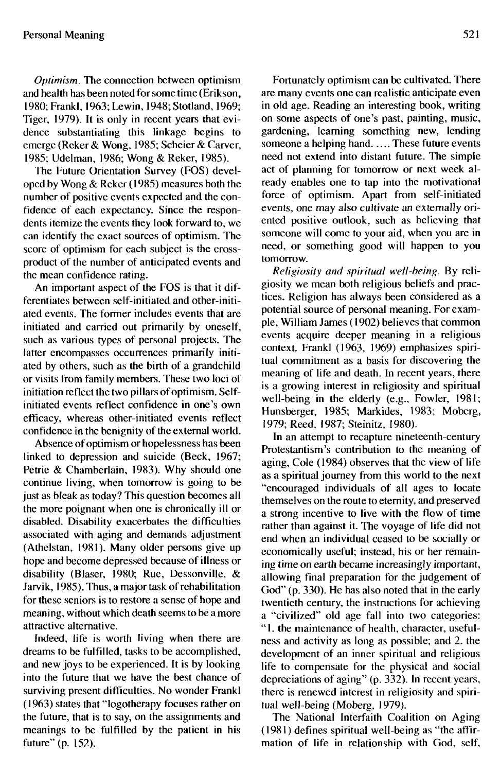*Optimism.* The connection between optimism and health has been noted for some time (Erikson, 1980; Frankl, 1963; Lewin, 1948; Stotland, 1969; Tiger, 1979). It is only in recent years that evidence substantiating this linkage begins to emerge (Reker & Wong, 1985; Scheier & Carver, 1985; Udelman, 1986; Wong & Reker, 1985).

The Future Orientation Survey (FOS) developed by Wong & Reker (1985) measures both the number of positive events expected and the confidence of each expectancy. Since the respondents itemize the events they look forward to, we can identify the exact sources of optimism. The score of optimism for each subject is the cross-product of the number of anticipated events and the mean confidence rating.

An important aspect of the FOS is that it differentiates between self-initiated and other-initiated events. The former includes events that are initiated and carried out primarily by oneself, such as various types of personal projects. The latter encompasses occurrences primarily initiated by others, such as the birth of a grandchild or visits from family members. These two loci of initiation reflect the two pillars of optimism. Self-initiated events reflect confidence in one's own efficacy, whereas other-initiated events reflect confidence in the benignity of the external world.

Absence of optimism or hopelessness has been linked to depression and suicide (Beck, 1967; Petrie & Chamberlain, 1983). Why should one continue living, when tomorrow is going to be just as bleak as today? This question becomes all the more poignant when one is chronically ill or disabled. Disability exacerbates the difficulties associated with aging and demands adjustment (Athelstan, 1981). Many older persons give up hope and become depressed because of illness or disability (Blaser, 1980; Rue, Dessonville, & Jarvik, 1985). Thus, a major task of rehabilitation for these seniors is to restore a sense of hope and meaning, without which death seems to be a more attractive alternative.

Indeed, life is worth living when there are dreams to be fulfilled, tasks to be accomplished, and new joys to be experienced. It is by looking into the future that we have the best chance of surviving present difficulties. No wonder Frankl (1963) states that "logotherapy focuses rather on the future, that is to say, on the assignments and meanings to be fulfilled by the patient in his future" (p. 152).

Fortunately optimism can be cultivated. There are many events one can realistic anticipate even in old age. Reading an interesting book, writing on some aspects of one's past, painting, music, gardening, learning something new, lending someone a helping hand. .... These future events need not extend into distant future. The simple act of planning for tomorrow or next week already enables one to tap into the motivational force of optimism. Apart from self-initiated events, one may also cultivate an externally oriented positive outlook, such as believing that someone will come to your aid, when you are in need, or something good will happen to you tomorrow.

*Religiosity and spiritual well-being.* By religiosity we mean both religious beliefs and practices. Religion has always been considered as a potential source of personal meaning. For example, William James (1902) believes that common events acquire deeper meaning in a religious context. Frankl (1963, 1969) emphasizes spiritual commitment as a basis for discovering the meaning of life and death. In recent years, there is a growing interest in religiosity and spiritual well-being in the elderly (e.g., Fowler, 1981; Hunsberger, 1985; Markides, 1983; Moberg, 1979; Reed, 1987; Steinitz, 1980).

In an attempt to recapture nineteenth-century Protestantism's contribution to the meaning of aging, Cole (1984) observes that the view of life as a spiritual journey from this world to the next "encouraged individuals of all ages to locate themselves on the route to eternity, and preserved a strong incentive to live with the flow of time rather than against it. The voyage of life did not end when an individual ceased to be socially or economically useful; instead, his or her remaining time on earth became increasingly important, allowing final preparation for the judgement of God" (p. 330). He has also noted that in the early twentieth century, the instructions for achieving a "civilized" old age fall into two categories: "1. the maintenance of health, character, usefulness and activity as long as possible; and 2. the development of an inner spiritual and religious life to compensate for the physical and social depreciations of aging" (p. 332). In recent years, there is renewed interest in religiosity and spiritual well-being (Moberg, 1979).

The National Interfaith Coalition on Aging (1981) defines spiritual well-being as "the affirmation of life in relationship with God, self,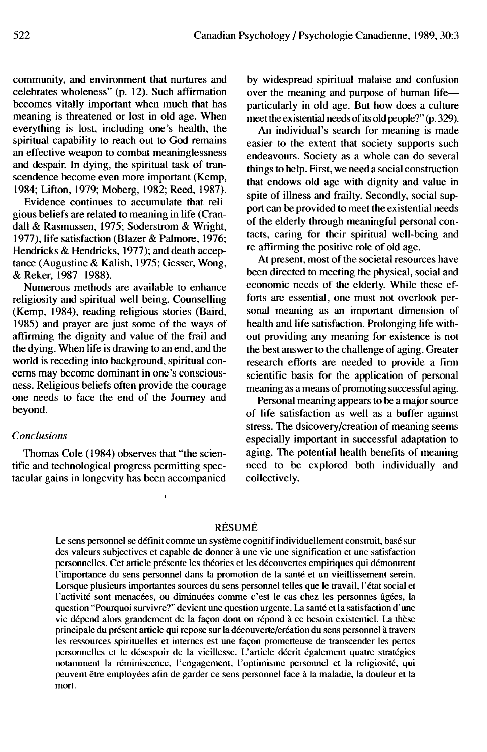community, and environment that nurtures and celebrates wholeness" (p. 12). Such affirmation becomes vitally important when much that has meaning is threatened or lost in old age. When everything is lost, including one's health, the spiritual capability to reach out to God remains an effective weapon to combat meaninglessness and despair. In dying, the spiritual task of transcendence become even more important (Kemp, 1984; Lifton, 1979; Moberg, 1982; Reed, 1987).

Evidence continues to accumulate that religious beliefs are related to meaning in life (Crandall & Rasmussen, 1975; Soderstrom & Wright, 1977), life satisfaction (Blazer & Palmore, 1976; Hendricks & Hendricks, 1977); and death acceptance (Augustine & Kalish, 1975; Gesser, Wong, & Reker, 1987–1988).

Numerous methods are available to enhance religiosity and spiritual well-being. Counselling (Kemp, 1984), reading religious stories (Baird, 1985) and prayer are just some of the ways of affirming the dignity and value of the frail and the dying. When life is drawing to an end, and the world is receding into background, spiritual concerns may become dominant in one's consciousness. Religious beliefs often provide the courage one needs to face the end of the Journey and beyond.

### *Conclusions*

Thomas Cole (1984) observes that "the scientific and technological progress permitting spectacular gains in longevity has been accompanied by widespread spiritual malaise and confusion over the meaning and purpose of human life—particularly in old age. But how does a culture meet the existential needs of its old people?" (p. 329).

An individual's search for meaning is made easier to the extent that society supports such endeavours. Society as a whole can do several things to help. First, we need a social construction that endows old age with dignity and value in spite of illness and frailty. Secondly, social support can be provided to meet the existential needs of the elderly through meaningful personal contacts, caring for their spiritual well-being and re-affirming the positive role of old age.

At present, most of the societal resources have been directed to meeting the physical, social and economic needs of the elderly. While these efforts are essential, one must not overlook personal meaning as an important dimension of health and life satisfaction. Prolonging life without providing any meaning for existence is not the best answer to the challenge of aging. Greater research efforts are needed to provide a firm scientific basis for the application of personal meaning as a means of promoting successful aging.

Personal meaning appears to be a major source of life satisfaction as well as a buffer against stress. The dsicovery/creation of meaning seems especially important in successful adaptation to aging. The potential health benefits of meaning need to be explored both individually and collectively.

## RÉSUMÉ

Le sens personnel se définit comme un système cognitif individuellement construit, basé sur des valeurs subjectives et capable de donner à une vie une signification et une satisfaction personnelles. Cet article présente les théories et les découvertes empiriques qui démontrent l'importance du sens personnel dans la promotion de la santé et un vieillissement serein. Lorsque plusieurs importantes sources du sens personnel telles que le travail, l'état social et l'activité sont menacées, ou diminuées comme c'est le cas chez les personnes âgées, la question "Pourquoi survivre?" devient une question urgente. La santé et la satisfaction d'une vie dépend alors grandement de la façon dont on répond à ce besoin existentiel. La thèse principale du présent article qui repose sur la découverte/création du sens personnel à travers les ressources spirituelles et internes est une façon prometteuse de transcender les pertes personnelles et le désespoir de la vieillesse. L'article décrit également quatre stratégies notamment la réminiscence, l'engagement, l'optimisme personnel et la religiosité, qui peuvent être employées afin de garder ce sens personnel face à la maladie, la douleur et la mort.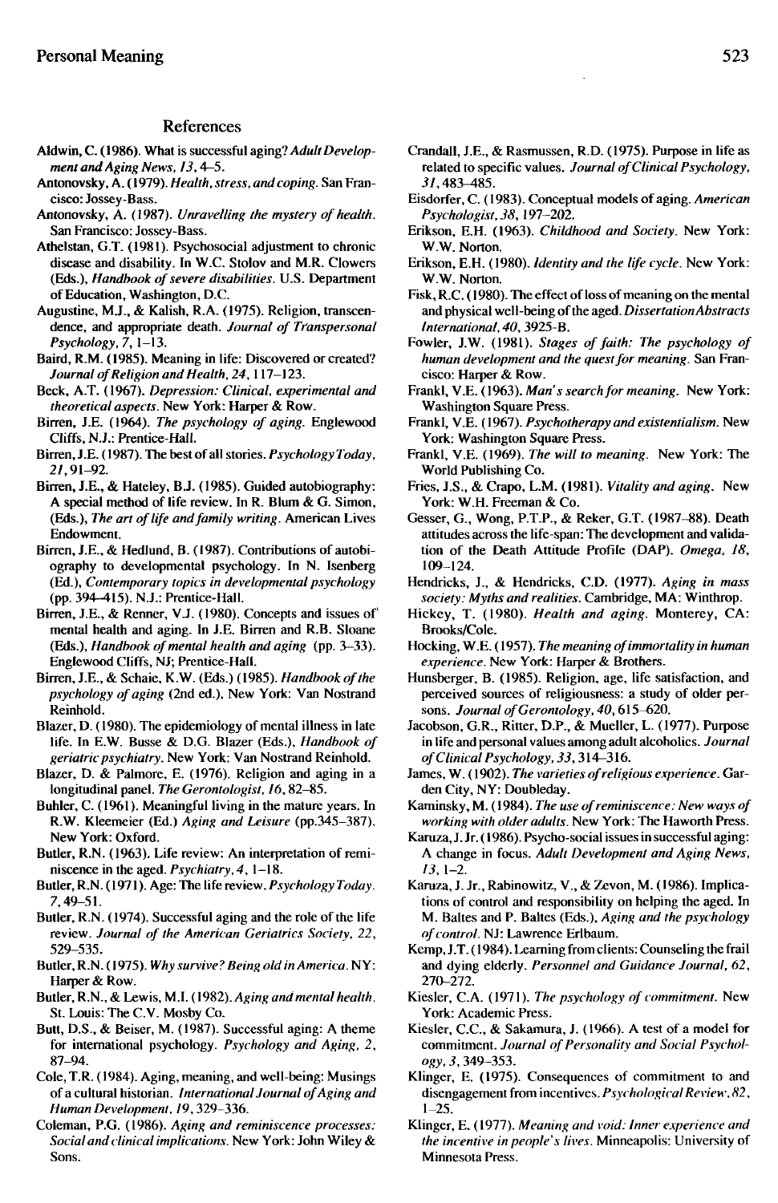## References

Aldwin, C. (1986). What is successful aging? *Adult Development and Aging News, 13*, 4–5.

Antonovsky, A. (1979). *Health, stress, and coping*. San Francisco: Jossey-Bass.

Antonovsky, A. (1987). *Unravelling the mystery of health*. San Francisco: Jossey-Bass.

Athelstan, G.T. (1981). Psychosocial adjustment to chronic disease and disability. In W.C. Stolov and M.R. Clowers (Eds.), *Handbook of severe disabilities*. U.S. Department of Education, Washington, D.C.

Augustine, M.J., & Kalish, R.A. (1975). Religion, transcendence, and appropriate death. *Journal of Transpersonal Psychology, 7*, 1–13.

Baird, R.M. (1985). Meaning in life: Discovered or created? *Journal of Religion and Health, 24*, 117–123.

Beck, A.T. (1967). *Depression: Clinical, experimental and theoretical aspects*. New York: Harper & Row.

Birren, J.E. (1964). *The psychology of aging*. Englewood Cliffs, N.J.: Prentice-Hall.

Birren, J.E. (1987). The best of all stories. *Psychology Today, 21*, 91–92.

Birren, J.E., & Hateley, B.J. (1985). Guided autobiography: A special method of life review. In R. Blum & G. Simon, (Eds.), *The art of life and family writing*. American Lives Endowment.

Birren, J.E., & Hedlund, B. (1987). Contributions of autobiography to developmental psychology. In N. Isenberg (Ed.), *Contemporary topics in developmental psychology* (pp. 394–415). N.J.: Prentice-Hall.

Birren, J.E., & Renner, V.J. (1980). Concepts and issues of mental health and aging. In J.E. Birren and R.B. Sloane (Eds.), *Handbook of mental health and aging* (pp. 3–33). Englewood Cliffs, NJ; Prentice-Hall.

Birren, J.E., & Schaie, K.W. (Eds.) (1985). *Handbook of the psychology of aging* (2nd ed.), New York: Van Nostrand Reinhold.

Blazer, D. (1980). The epidemiology of mental illness in late life. In E.W. Busse & D.G. Blazer (Eds.), *Handbook of geriatric psychiatry*. New York: Van Nostrand Reinhold.

Blazer, D. & Palmore, E. (1976). Religion and aging in a longitudinal panel. *The Gerontologist, 16*, 82–85.

Buhler, C. (1961). Meaningful living in the mature years. In R.W. Kleemeier (Ed.) *Aging and Leisure* (pp.345–387). New York: Oxford.

Butler, R.N. (1963). Life review: An interpretation of reminiscence in the aged. *Psychiatry, 4*, 1–18.

Butler, R.N. (1971). Age: The life review. *Psychology Today. 7*, 49–51.

Butler, R.N. (1974). Successful aging and the role of the life review. *Journal of the American Geriatrics Society, 22*, 529–535.

Butler, R.N. (1975). *Why survive? Being old in America*. NY: Harper & Row.

Butler, R.N., & Lewis, M.I. (1982). *Aging and mental health*. St. Louis: The C.V. Mosby Co.

Butt, D.S., & Beiser, M. (1987). Successful aging: A theme for international psychology. *Psychology and Aging, 2*, 87–94.

Cole, T.R. (1984). Aging, meaning, and well-being: Musings of a cultural historian. *International Journal of Aging and Human Development, 19*, 329–336.

Coleman, P.G. (1986). *Aging and reminiscence processes: Social and clinical implications*. New York: John Wiley & Sons.

Crandall, J.E., & Rasmussen, R.D. (1975). Purpose in life as related to specific values. *Journal of Clinical Psychology, 31*, 483–485.

Eisdorfer, C. (1983). Conceptual models of aging. *American Psychologist, 38*, 197–202.

Erikson, E.H. (1963). *Childhood and Society*. New York: W.W. Norton.

Erikson, E.H. (1980). *Identity and the life cycle*. New York: W.W. Norton.

Fisk, R.C. (1980). The effect of loss of meaning on the mental and physical well-being of the aged. *Dissertation Abstracts International, 40*, 3925-B.

Fowler, J.W. (1981). *Stages of faith: The psychology of human development and the quest for meaning*. San Francisco: Harper & Row.

Frankl, V.E. (1963). *Man's search for meaning*. New York: Washington Square Press.

Frankl, V.E. (1967). *Psychotherapy and existentialism*. New York: Washington Square Press.

Frankl, V.E. (1969). *The will to meaning*. New York: The World Publishing Co.

Fries, J.S., & Crapo, L.M. (1981). *Vitality and aging*. New York: W.H. Freeman & Co.

Gesser, G., Wong, P.T.P., & Reker, G.T. (1987–88). Death attitudes across the life-span: The development and validation of the Death Attitude Profile (DAP). *Omega, 18*, 109–124.

Hendricks, J., & Hendricks, C.D. (1977). *Aging in mass society: Myths and realities*. Cambridge, MA: Winthrop.

Hickey, T. (1980). *Health and aging*. Monterey, CA: Brooks/Cole.

Hocking, W.E. (1957). *The meaning of immortality in human experience*. New York: Harper & Brothers.

Hunsberger, B. (1985). Religion, age, life satisfaction, and perceived sources of religiousness: a study of older persons. *Journal of Gerontology, 40*, 615–620.

Jacobson, G.R., Ritter, D.P., & Mueller, L. (1977). Purpose in life and personal values among adult alcoholics. *Journal of Clinical Psychology, 33*, 314–316.

James, W. (1902). *The varieties of religious experience*. Garden City, NY: Doubleday.

Kaminsky, M. (1984). *The use of reminiscence: New ways of working with older adults*. New York: The Haworth Press.

Karuza, J. Jr. (1986). Psycho-social issues in successful aging: A change in focus. *Adult Development and Aging News, 13*, 1–2.

Karuza, J. Jr., Rabinowitz, V., & Zevon, M. (1986). Implications of control and responsibility on helping the aged. In M. Baltes and P. Baltes (Eds.), *Aging and the psychology of control*. NJ: Lawrence Erlbaum.

Kemp, J.T. (1984). Learning from clients: Counseling the frail and dying elderly. *Personnel and Guidance Journal, 62*, 270–272.

Kiesler, C.A. (1971). *The psychology of commitment*. New York: Academic Press.

Kiesler, C.C., & Sakamura, J. (1966). A test of a model for commitment. *Journal of Personality and Social Psychology, 3*, 349–353.

Klinger, E. (1975). Consequences of commitment to and disengagement from incentives. *Psychological Review, 82*, 1–25.

Klinger, E. (1977). *Meaning and void: Inner experience and the incentive in people's lives*. Minneapolis: University of Minnesota Press.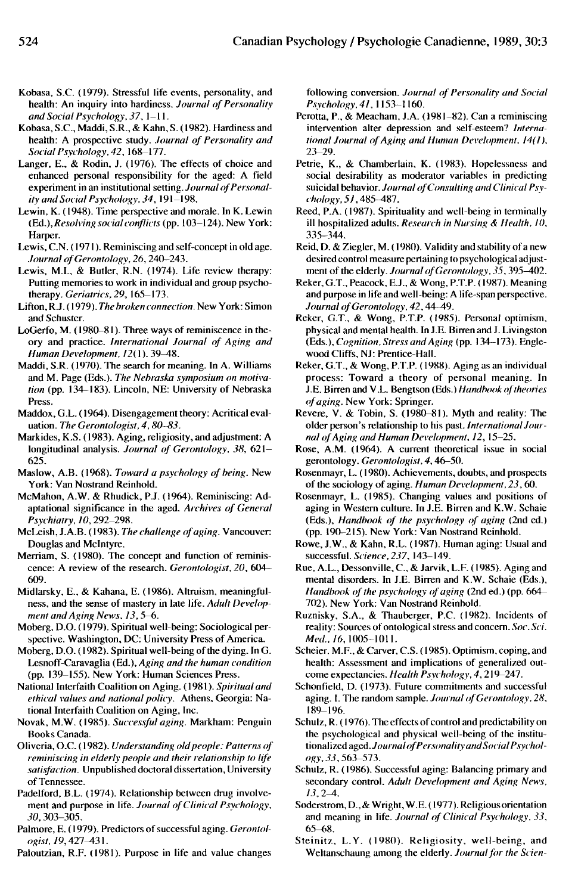Kobasa, S.C. (1979). Stressful life events, personality, and health: An inquiry into hardiness. *Journal of Personality and Social Psychology, 37*, 1–11.

Kobasa, S.C., Maddi, S.R., & Kahn, S. (1982). Hardiness and health: A prospective study. *Journal of Personality and Social Psychology, 42*, 168–177.

Langer, E., & Rodin, J. (1976). The effects of choice and enhanced personal responsibility for the aged: A field experiment in an institutional setting. *Journal of Personality and Social Psychology, 34*, 191–198.

Lewin, K. (1948). Time perspective and morale. In K. Lewin (Ed.), *Resolving social conflicts* (pp. 103–124). New York: Harper.

Lewis, C.N. (1971). Reminiscing and self-concept in old age. *Journal of Gerontology, 26*, 240–243.

Lewis, M.I., & Butler, R.N. (1974). Life review therapy: Putting memories to work in individual and group psychotherapy. *Geriatrics, 29*, 165–173.

Lifton, R.J. (1979). *The broken connection*. New York: Simon and Schuster.

LoGerfo, M. (1980–81). Three ways of reminiscence in theory and practice. *International Journal of Aging and Human Development, 12*(1). 39–48.

Maddi, S.R. (1970). The search for meaning. In A. Williams and M. Page (Eds.). *The Nebraska symposium on motivation* (pp. 134–183). Lincoln, NE: University of Nebraska Press.

Maddox, G.L. (1964). Disengagement theory: Acritical evaluation. *The Gerontologist, 4, 80–83*.

Markides, K.S. (1983). Aging, religiosity, and adjustment: A longitudinal analysis. *Journal of Gerontology, 38*, 621–625.

Maslow, A.B. (1968). *Toward a psychology of being*. New York: Van Nostrand Reinhold.

McMahon, A.W. & Rhudick, P.J. (1964). Reminiscing: Adaptational significance in the aged. *Archives of General Psychiatry, 10*, 292–298.

McLeish, J.A.B. (1983). *The challenge of aging*. Vancouver: Douglas and McIntyre.

Merriam, S. (1980). The concept and function of reminiscence: A review of the research. *Gerontologist, 20*, 604–609.

Midlarsky, E., & Kahana, E. (1986). Altruism, meaningfulness, and the sense of mastery in late life. *Adult Development and Aging News, 13*, 5–6.

Moberg, D.O. (1979). Spiritual well-being: Sociological perspective. Washington, DC: University Press of America.

Moberg, D.O. (1982). Spiritual well-being of the dying. In G. Lesnoff-Caravaglia (Ed.), *Aging and the human condition* (pp. 139–155). New York: Human Sciences Press.

National Interfaith Coalition on Aging. (1981). *Spiritual and ethical values and national policy*. Athens, Georgia: National Interfaith Coalition on Aging, Inc.

Novak, M.W. (1985). *Successful aging*. Markham: Penguin Books Canada.

Oliveria, O.C. (1982). *Understanding old people: Patterns of reminiscing in elderly people and their relationship to life satisfaction*. Unpublished doctoral dissertation, University of Tennessee.

Padelford, B.L. (1974). Relationship between drug involvement and purpose in life. *Journal of Clinical Psychology, 30*, 303–305.

Palmore, E. (1979). Predictors of successful aging. *Gerontologist, 19*, 427–431.

Paloutzian, R.F. (1981). Purpose in life and value changes following conversion. *Journal of Personality and Social Psychology, 41*, 1153–1160.

Perotta, P., & Meacham, J.A. (1981–82). Can a reminiscing intervention alter depression and self-esteem? *International Journal of Aging and Human Development. 14(1)*, 23–29.

Petrie, K., & Chamberlain, K. (1983). Hopelessness and social desirability as moderator variables in predicting suicidal behavior. *Journal of Consulting and Clinical Psychology, 51*, 485–487.

Reed, P.A. (1987). Spirituality and well-being in terminally ill hospitalized adults. *Research in Nursing & Health, 10*, 335–344.

Reid, D. & Ziegler, M. (1980). Validity and stability of a new desired control measure pertaining to psychological adjustment of the elderly. *Journal of Gerontology, 35*, 395–402.

Reker, G.T., Peacock, E.J., & Wong, P.T.P. (1987). Meaning and purpose in life and well-being: A life-span perspective. *Journal of Gerontology, 42*, 44–49.

Reker, G.T., & Wong, P.T.P. (1985). Personal optimism, physical and mental health. In J.E. Birren and J. Livingston (Eds.), *Cognition, Stress and Aging* (pp. 134–173). Englewood Cliffs, NJ: Prentice-Hall.

Reker, G.T., & Wong, P.T.P. (1988). Aging as an individual process: Toward a theory of personal meaning. In J.E. Birren and V.L. Bengtson (Eds.) *Handbook of theories of aging*. New York: Springer.

Revere, V. & Tobin, S. (1980–81). Myth and reality: The older person's relationship to his past. *International Journal of Aging and Human Development, 12*, 15–25.

Rose, A.M. (1964). A current theoretical issue in social gerontology. *Gerontologist, 4*, 46–50.

Rosenmayr, L. (1980). Achievements, doubts, and prospects of the sociology of aging. *Human Development, 23*, 60.

Rosenmayr, L. (1985). Changing values and positions of aging in Western culture. In J.E. Birren and K.W. Schaie (Eds.), *Handbook of the psychology of aging* (2nd ed.) (pp. 190–215). New York: Van Nostrand Reinhold.

Rowe, J.W., & Kahn, R.L. (1987). Human aging: Usual and successful. *Science, 237*, 143–149.

Rue, A.L., Dessonville, C., & Jarvik, L.F. (1985). Aging and mental disorders. In J.E. Birren and K.W. Schaie (Eds.), *Handbook of the psychology of aging* (2nd ed.) (pp. 664–702). New York: Van Nostrand Reinhold.

Ruznisky, S.A., & Thauberger, P.C. (1982). Incidents of reality: Sources of ontological stress and concern. *Soc. Sci. Med., 16*, 1005–1011.

Scheier, M.F., & Carver, C.S. (1985). Optimism, coping, and health: Assessment and implications of generalized outcome expectancies. *Health Psychology, 4*, 219–247.

Schonfield, D. (1973). Future commitments and successful aging. I. The random sample. *Journal of Gerontology, 28*, 189–196.

Schulz, R. (1976). The effects of control and predictability on the psychological and physical well-being of the institutionalized aged. *Journal of Personality and Social Psychology, 33*, 563–573.

Schulz, R. (1986). Successful aging: Balancing primary and secondary control. *Adult Development and Aging News, 13*, 2–4.

Soderstrom, D., & Wright, W.E. (1977). Religious orientation and meaning in life. *Journal of Clinical Psychology, 33*, 65–68.

Steinitz, L.Y. (1980). Religiosity, well-being, and Weltanschauung among the elderly. *Journal for the Scien-*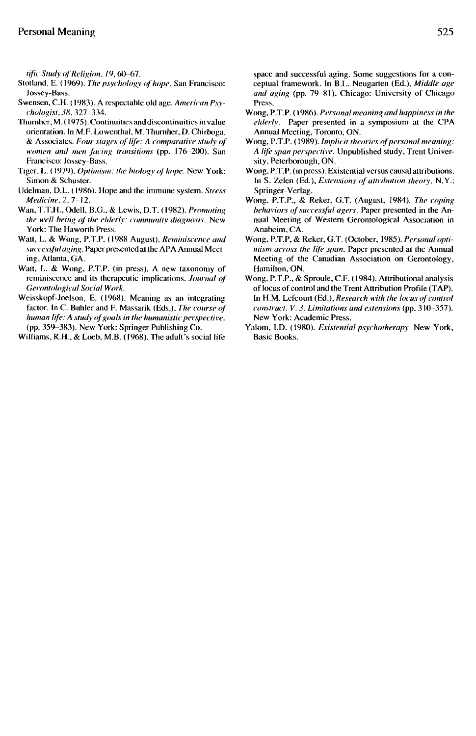*tific Study of Religion, 19*, 60–67.

Stotland, E. (1969). *The psychology of hope*. San Francisco: Jossey-Bass.

Swensen, C.H. (1983). A respectable old age. *American Psychologist, 38*, 327–334.

Thurnher, M. (1975). Continuities and discontinuities in value orientation. In M.F. Lowenthal, M. Thurnher, D. Chiriboga, & Associates. *Four stages of life: A comparative study of women and men facing transitions* (pp. 176–200). San Francisco: Jossey-Bass.

Tiger, L. (1979). *Optimism: the biology of hope*. New York: Simon & Schuster.

Udelman, D.L. (1986). Hope and the immune system. *Stress Medicine, 2*, 7–12.

Wan, T.T.H., Odell, B.G., & Lewis, D.T. (1982). *Promoting the well-being of the elderly: community diagnosis*. New York: The Haworth Press.

Watt, L. & Wong, P.T.P. (1988 August). *Reminiscence and successful aging*. Paper presented at the APA Annual Meeting, Atlanta, GA.

Watt, L. & Wong, P.T.P. (in press). A new taxonomy of reminiscence and its therapeutic implications. *Journal of Gerontological Social Work*.

Weisskopf-Joelson, E. (1968). Meaning as an integrating factor. In C. Buhler and F. Massarik (Eds.), *The course of human life: A study of goals in the humanistic perspective*. (pp. 359–383). New York: Springer Publishing Co.

Williams, R.H., & Loeb, M.B. (1968). The adult's social life space and successful aging. Some suggestions for a conceptual framework. In B.L. Neugarten (Ed.), *Middle age and aging* (pp. 79–81). Chicago: University of Chicago Press.

Wong, P.T.P. (1986). *Personal meaning and happiness in the elderly*. Paper presented in a symposium at the CPA Annual Meeting, Toronto, ON.

Wong, P.T.P. (1989). *Implicit theories of personal meaning: A life span perspective*. Unpublished study, Trent University, Peterborough, ON.

Wong, P.T.P. (in press). Existential versus causal attributions. In S. Zelen (Ed.), *Extensions of attribution theory*. N.Y.: Springer-Verlag.

Wong, P.T.P., & Reker, G.T. (August, 1984). *The coping behaviors of successful agers*. Paper presented in the Annual Meeting of Western Gerontological Association in Anaheim, CA.

Wong, P.T.P, & Reker, G.T. (October, 1985). *Personal optimism across the life span*. Paper presented at the Annual Meeting of the Canadian Association on Gerontology, Hamilton, ON.

Wong, P.T.P., & Sproule, C.F. (1984). Attributional analysis of locus of control and the Trent Attribution Profile (TAP). In H.M. Lefcourt (Ed.), *Research with the locus of control construct. V. 3. Limitations and extensions* (pp. 310–357). New York: Academic Press.

Yalom, I.D. (1980). *Existential psychotherapy*. New York, Basic Books.